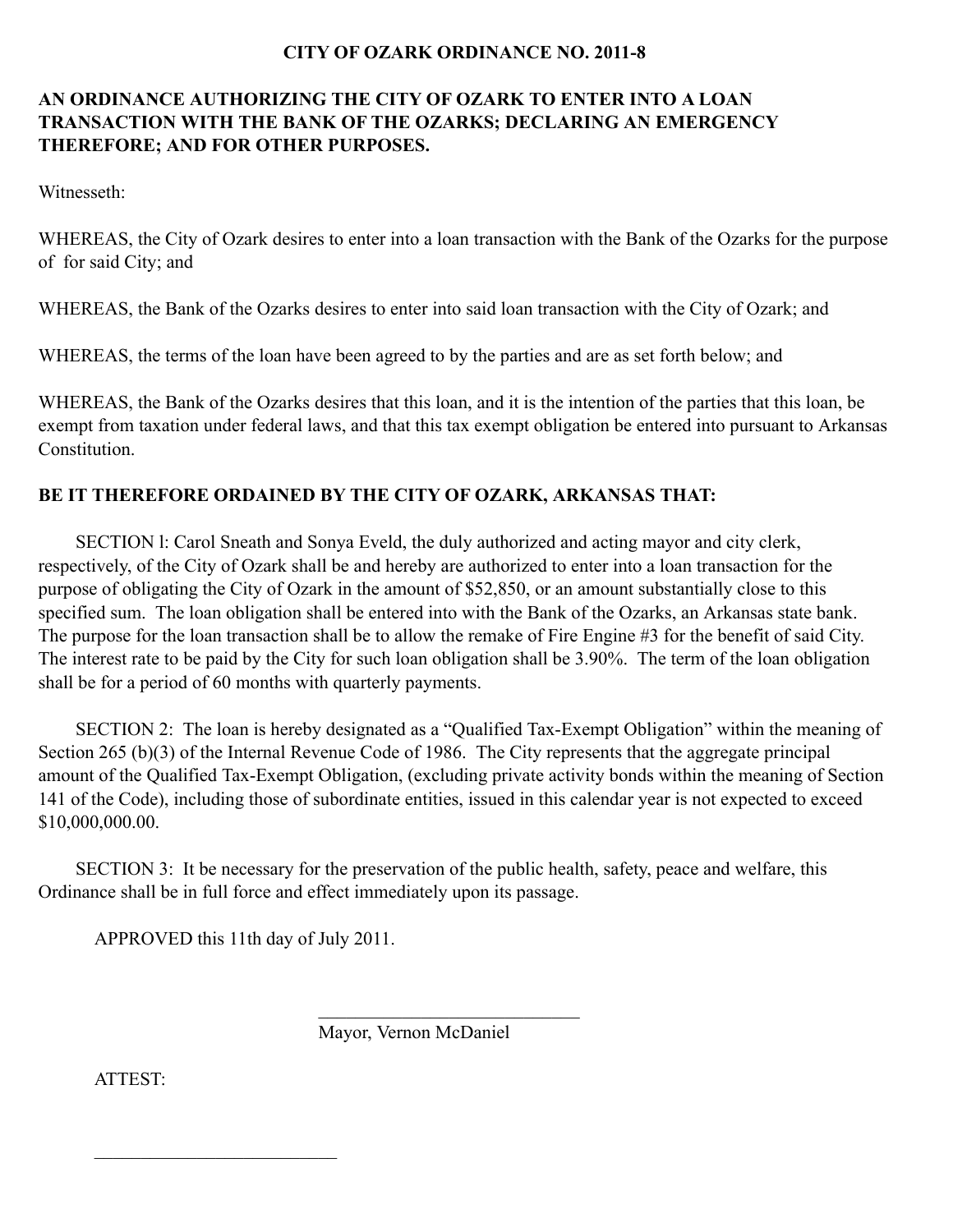# CITY OF OZARK ORDINANCE NO. 2011-8

## AN ORDINANCE AUTHORIZING THE CITY OF OZARK TO ENTER INTO A LOAN TRANSACTION WITH THE BANK OF THE OZARKS; DECLARING AN EMERGENCY THEREFORE; AND FOR OTHER PURPOSES.

Witnesseth:

WHEREAS, the City of Ozark desires to enter into a loan transaction with the Bank of the Ozarks for the purpose of for said City; and

WHEREAS, the Bank of the Ozarks desires to enter into said loan transaction with the City of Ozark; and

WHEREAS, the terms of the loan have been agreed to by the parties and are as set forth below; and

WHEREAS, the Bank of the Ozarks desires that this loan, and it is the intention of the parties that this loan, be exempt from taxation under federal laws, and that this tax exempt obligation be entered into pursuant to Arkansas Constitution.

**BE IT THEREFORE ORDAINED BY THE CITY OF OZARK, ARKANSAS THAT:**

SECTION l: Carol Sneath and Sonya Eveld, the duly authorized and acting mayor and city clerk, respectively, of the City of Ozark shall be and hereby are authorized to enter into a loan transaction for the purpose of obligating the City of Ozark in the amount of $52,850, or an amount substantially close to this specified sum. The loan obligation shall be entered into with the Bank of the Ozarks, an Arkansas state bank. The purpose for the loan transaction shall be to allow the remake of Fire Engine #3 for the benefit of said City. The interest rate to be paid by the City for such loan obligation shall be 3.90%. The term of the loan obligation shall be for a period of 60 months with quarterly payments.

SECTION 2: The loan is hereby designated as a "Qualified Tax-Exempt Obligation" within the meaning of Section 265 (b)(3) of the Internal Revenue Code of 1986. The City represents that the aggregate principal amount of the Qualified Tax-Exempt Obligation, (excluding private activity bonds within the meaning of Section 141 of the Code), including those of subordinate entities, issued in this calendar year is not expected to exceed $10,000,000.00.

SECTION 3: It be necessary for the preservation of the public health, safety, peace and welfare, this Ordinance shall be in full force and effect immediately upon its passage.

APPROVED this 11th day of July 2011.

\_\_\_\_\_\_\_\_\_\_\_\_\_\_\_\_\_\_\_\_\_\_\_\_\_\_\_\_

Mayor, Vernon McDaniel

ATTEST:

\_\_\_\_\_\_\_\_\_\_\_\_\_\_\_\_\_\_\_\_\_\_\_\_\_\_\_\_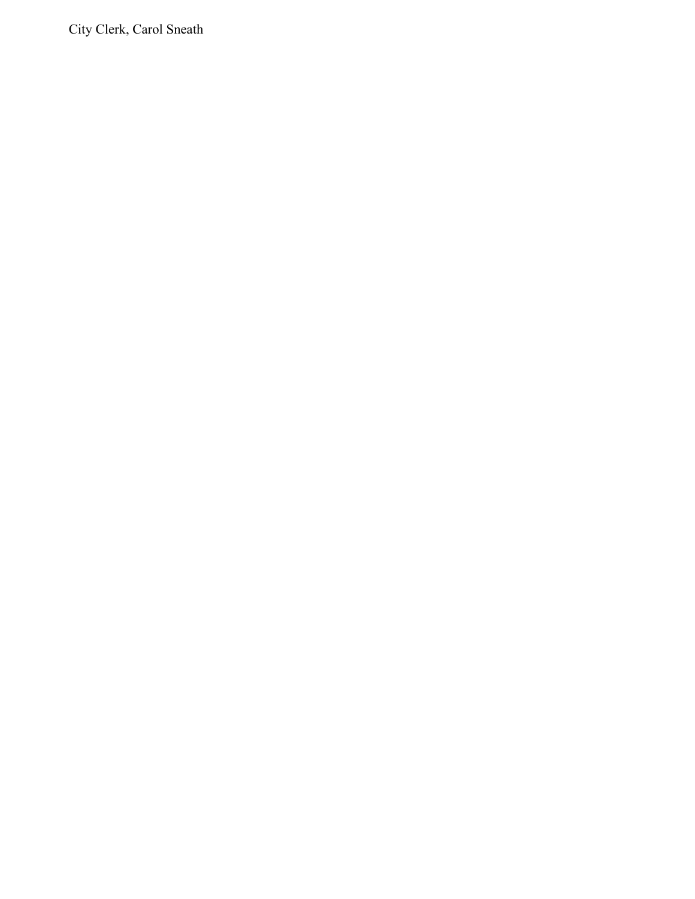City Clerk, Carol Sneath